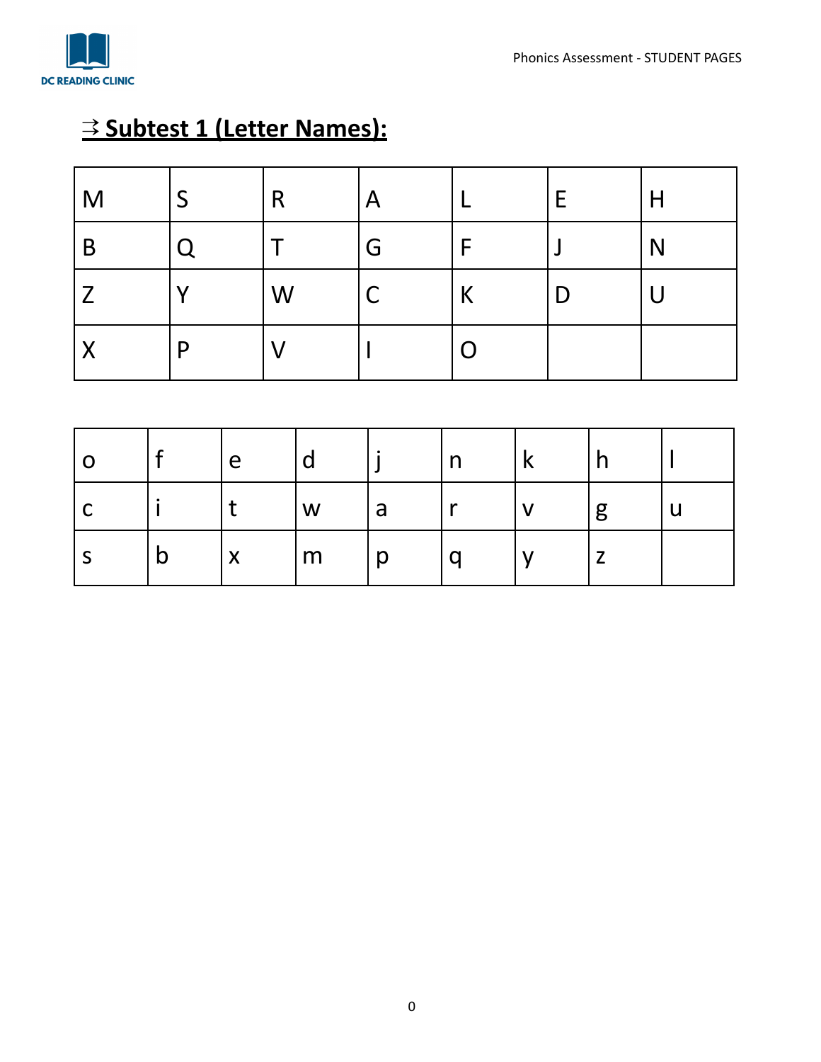## ⇉ **Subtest 1 (Letter Names):**

| M | S | R | A | L | E | H |
|---|---|---|---|---|---|---|
| B | Q | T | G | F | J | N |
| Z | Y | W | C | K | D | U |
| X | P | V | I | O | | |

| o | f | e | d | j | n | k | h | l |
|---|---|---|---|---|---|---|---|---|
| c | i | t | w | a | r | v | g | u |
| s | b | x | m | p | q | y | z | |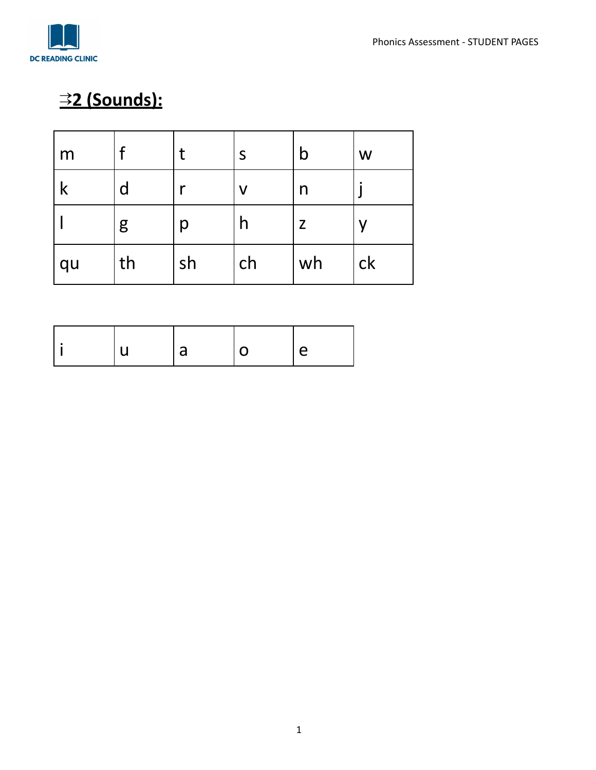## ⇉2 (Sounds):

| | | | | | |
|---|---|---|---|---|---|
| m | f | t | s | b | w |
| k | d | r | v | n | j |
| l | g | p | h | z | y |
| qu | th | sh | ch | wh | ck |

| | | | | |
|---|---|---|---|---|
| i | u | a | o | e |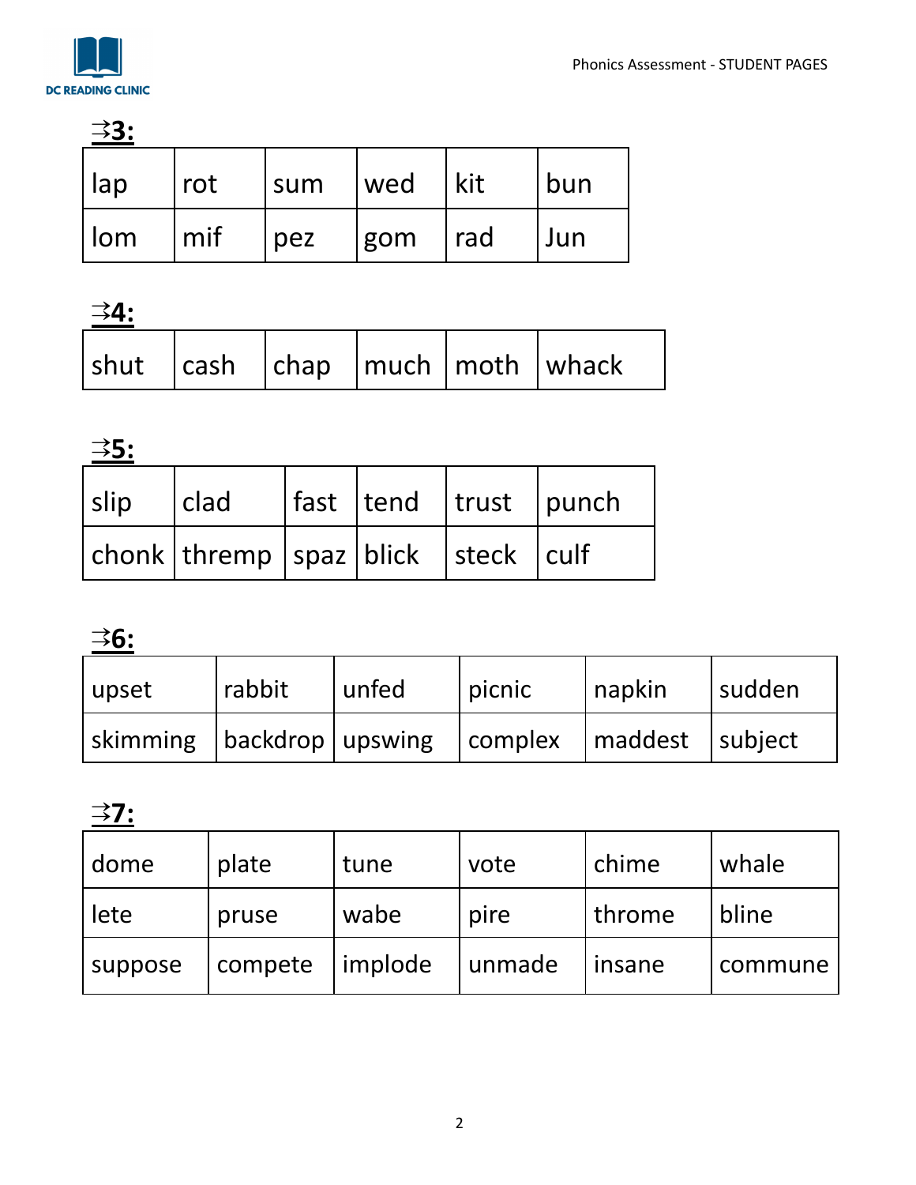**⇉3:**

| lap | rot | sum | wed | kit | bun |
|---|---|---|---|---|---|
| lom | mif | pez | gom | rad | Jun |

**⇉4:**

| shut | cash | chap | much | moth | whack |
|---|---|---|---|---|---|

**⇉5:**

| slip | clad | fast | tend | trust | punch |
|---|---|---|---|---|---|
| chonk | thremp | spaz | blick | steck | culf |

**⇉6:**

| upset | rabbit | unfed | picnic | napkin | sudden |
|---|---|---|---|---|---|
| skimming | backdrop | upswing | complex | maddest | subject |

**⇉7:**

| dome | plate | tune | vote | chime | whale |
|---|---|---|---|---|---|
| lete | pruse | wabe | pire | throme | bline |
| suppose | compete | implode | unmade | insane | commune |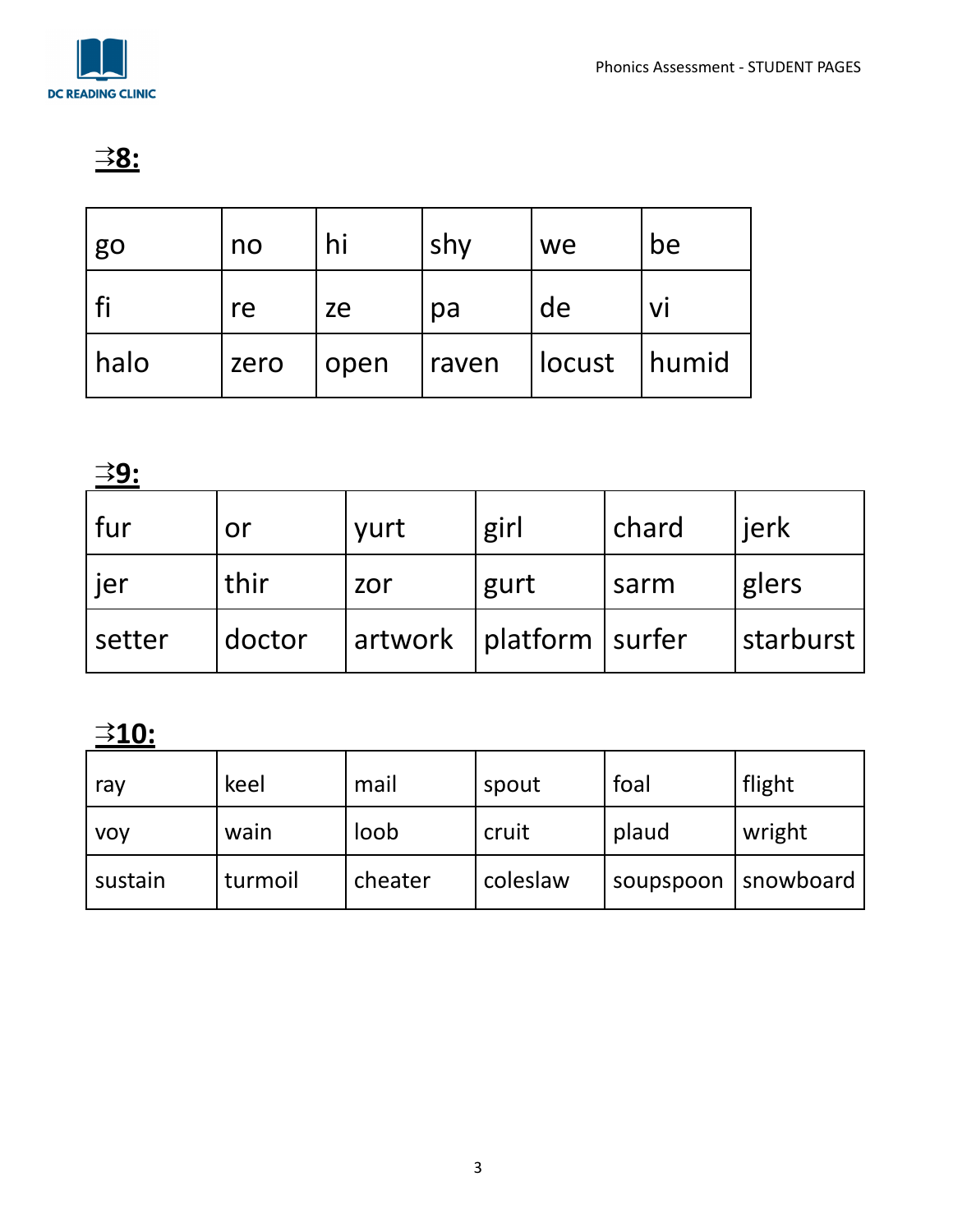## ⇉8:

| go | no | hi | shy | we | be |
|---|---|---|---|---|---|
| fi | re | ze | pa | de | vi |
| halo | zero | open | raven | locust | humid |

## ⇉9:

| fur | or | yurt | girl | chard | jerk |
|---|---|---|---|---|---|
| jer | thir | zor | gurt | sarm | glers |
| setter | doctor | artwork | platform | surfer | starburst |

## ⇉10:

| ray | keel | mail | spout | foal | flight |
|---|---|---|---|---|---|
| voy | wain | loob | cruit | plaud | wright |
| sustain | turmoil | cheater | coleslaw | soupspoon | snowboard |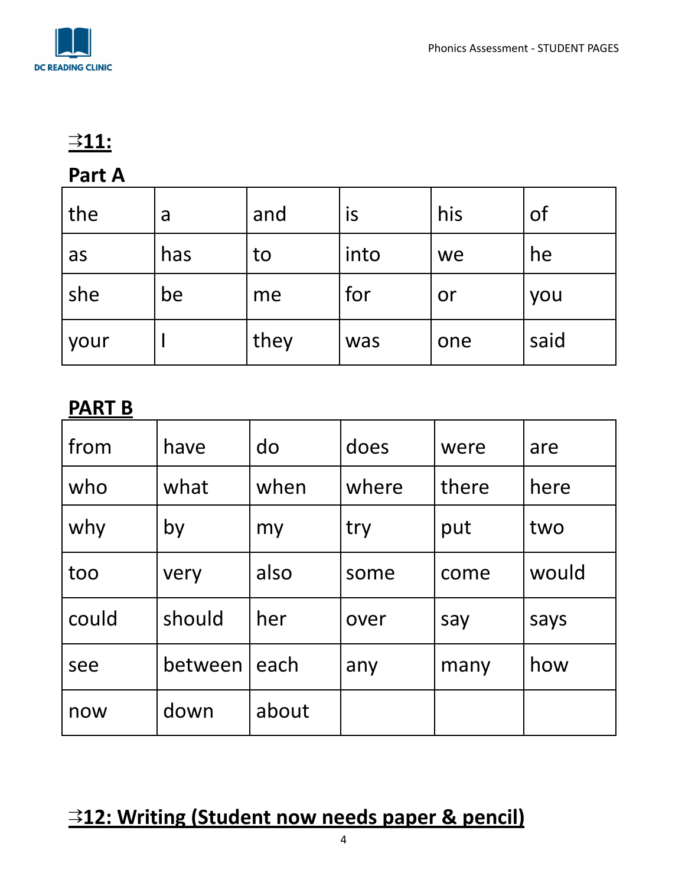## ⇉11:

### Part A

| | | | | | |
|---|---|---|---|---|---|
| the | a | and | is | his | of |
| as | has | to | into | we | he |
| she | be | me | for | or | you |
| your | I | they | was | one | said |

### PART B

| | | | | | |
|---|---|---|---|---|---|
| from | have | do | does | were | are |
| who | what | when | where | there | here |
| why | by | my | try | put | two |
| too | very | also | some | come | would |
| could | should | her | over | say | says |
| see | between | each | any | many | how |
| now | down | about | | | |

## ⇉12: Writing (Student now needs paper & pencil)